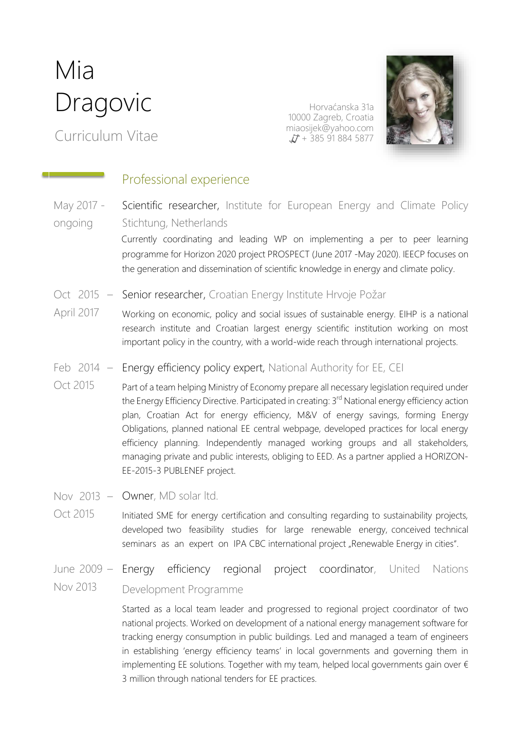# Mia Dragovic

Curriculum Vitae

Horvaćanska 31a
10000 Zagreb, Croatia
miaosijek@yahoo.com
+ 385 91 884 5877

## Professional experience

**May 2017 - ongoing**

Scientific researcher, Institute for European Energy and Climate Policy Stichtung, Netherlands

Currently coordinating and leading WP on implementing a per to peer learning programme for Horizon 2020 project PROSPECT (June 2017 -May 2020). IEECP focuses on the generation and dissemination of scientific knowledge in energy and climate policy.

**Oct 2015 – April 2017**

Senior researcher, Croatian Energy Institute Hrvoje Požar

Working on economic, policy and social issues of sustainable energy. EIHP is a national research institute and Croatian largest energy scientific institution working on most important policy in the country, with a world-wide reach through international projects.

**Feb 2014 – Oct 2015**

Energy efficiency policy expert, National Authority for EE, CEI

Part of a team helping Ministry of Economy prepare all necessary legislation required under the Energy Efficiency Directive. Participated in creating: 3rd National energy efficiency action plan, Croatian Act for energy efficiency, M&V of energy savings, forming Energy Obligations, planned national EE central webpage, developed practices for local energy efficiency planning. Independently managed working groups and all stakeholders, managing private and public interests, obliging to EED. As a partner applied a HORIZON-EE-2015-3 PUBLENEF project.

**Nov 2013 – Oct 2015**

Owner, MD solar ltd.

Initiated SME for energy certification and consulting regarding to sustainability projects, developed two feasibility studies for large renewable energy, conceived technical seminars as an expert on IPA CBC international project „Renewable Energy in cities".

**June 2009 – Nov 2013**

Energy efficiency regional project coordinator, United Nations Development Programme

Started as a local team leader and progressed to regional project coordinator of two national projects. Worked on development of a national energy management software for tracking energy consumption in public buildings. Led and managed a team of engineers in establishing 'energy efficiency teams' in local governments and governing them in implementing EE solutions. Together with my team, helped local governments gain over € 3 million through national tenders for EE practices.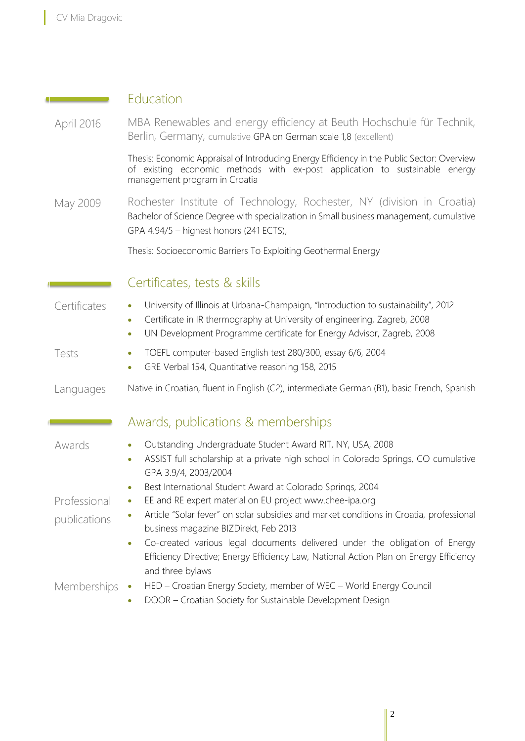## Education

**April 2016**

MBA Renewables and energy efficiency at Beuth Hochschule für Technik, Berlin, Germany, cumulative GPA on German scale 1,8 (excellent)

Thesis: Economic Appraisal of Introducing Energy Efficiency in the Public Sector: Overview of existing economic methods with ex-post application to sustainable energy management program in Croatia

**May 2009**

Rochester Institute of Technology, Rochester, NY (division in Croatia)
Bachelor of Science Degree with specialization in Small business management, cumulative GPA 4.94/5 – highest honors (241 ECTS),

Thesis: Socioeconomic Barriers To Exploiting Geothermal Energy

## Certificates, tests & skills

**Certificates**

- University of Illinois at Urbana-Champaign, “Introduction to sustainability”, 2012
- Certificate in IR thermography at University of engineering, Zagreb, 2008
- UN Development Programme certificate for Energy Advisor, Zagreb, 2008

**Tests**

- TOEFL computer-based English test 280/300, essay 6/6, 2004
- GRE Verbal 154, Quantitative reasoning 158, 2015

**Languages**

Native in Croatian, fluent in English (C2), intermediate German (B1), basic French, Spanish

## Awards, publications & memberships

**Awards**

- Outstanding Undergraduate Student Award RIT, NY, USA, 2008
- ASSIST full scholarship at a private high school in Colorado Springs, CO cumulative GPA 3.9/4, 2003/2004
- Best International Student Award at Colorado Springs, 2004

**Professional publications**

- EE and RE expert material on EU project www.chee-ipa.org
- Article “Solar fever” on solar subsidies and market conditions in Croatia, professional business magazine BIZDirekt, Feb 2013
- Co-created various legal documents delivered under the obligation of Energy Efficiency Directive; Energy Efficiency Law, National Action Plan on Energy Efficiency and three bylaws

**Memberships**

- HED – Croatian Energy Society, member of WEC – World Energy Council
- DOOR – Croatian Society for Sustainable Development Design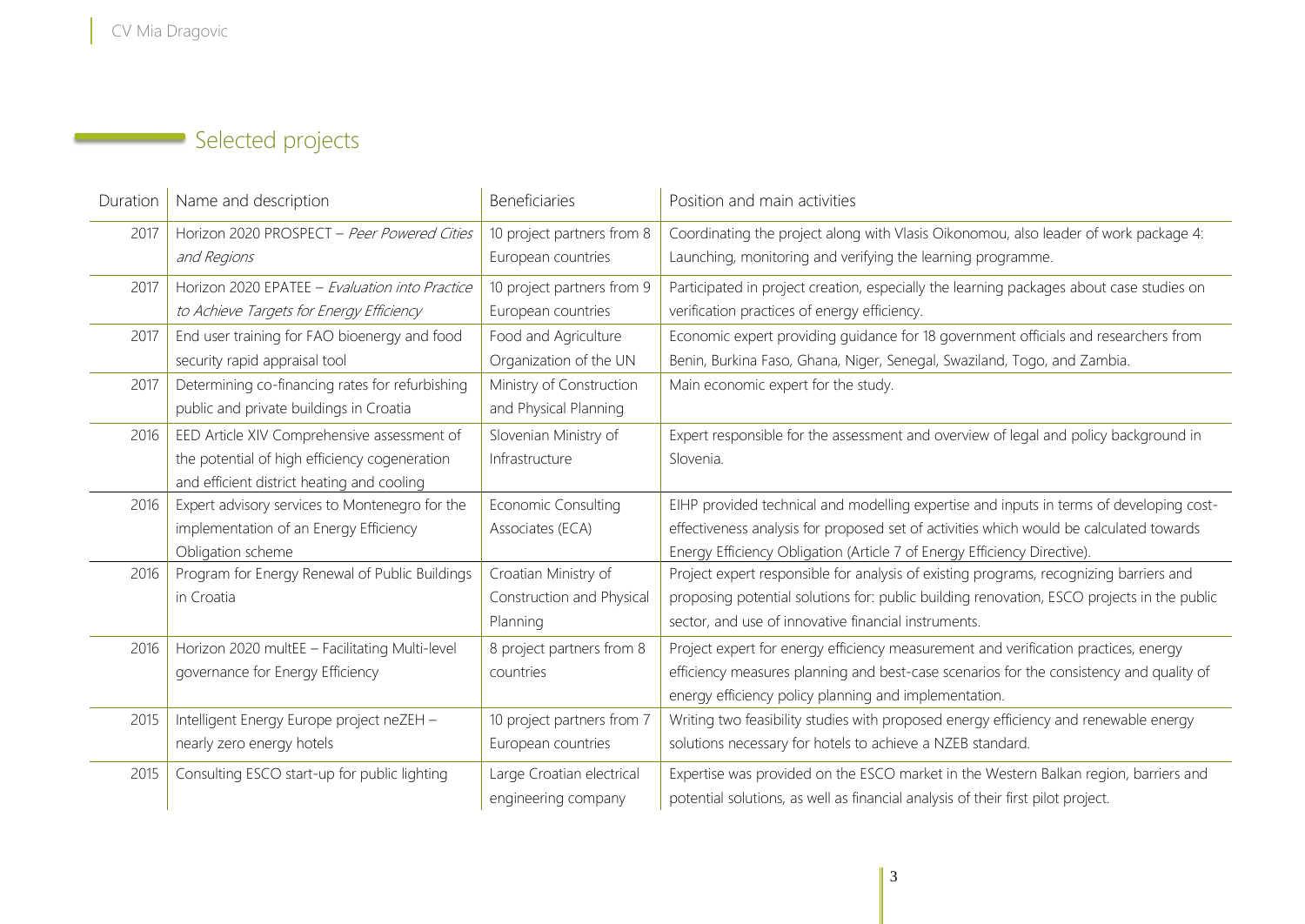## Selected projects

| Duration | Name and description | Beneficiaries | Position and main activities |
|---|---|---|---|
| 2017 | Horizon 2020 PROSPECT – *Peer Powered Cities and Regions* | 10 project partners from 8 European countries | Coordinating the project along with Vlasis Oikonomou, also leader of work package 4: Launching, monitoring and verifying the learning programme. |
| 2017 | Horizon 2020 EPATEE – *Evaluation into Practice to Achieve Targets for Energy Efficiency* | 10 project partners from 9 European countries | Participated in project creation, especially the learning packages about case studies on verification practices of energy efficiency. |
| 2017 | End user training for FAO bioenergy and food security rapid appraisal tool | Food and Agriculture Organization of the UN | Economic expert providing guidance for 18 government officials and researchers from Benin, Burkina Faso, Ghana, Niger, Senegal, Swaziland, Togo, and Zambia. |
| 2017 | Determining co-financing rates for refurbishing public and private buildings in Croatia | Ministry of Construction and Physical Planning | Main economic expert for the study. |
| 2016 | EED Article XIV Comprehensive assessment of the potential of high efficiency cogeneration and efficient district heating and cooling | Slovenian Ministry of Infrastructure | Expert responsible for the assessment and overview of legal and policy background in Slovenia. |
| 2016 | Expert advisory services to Montenegro for the implementation of an Energy Efficiency Obligation scheme | Economic Consulting Associates (ECA) | EIHP provided technical and modelling expertise and inputs in terms of developing cost-effectiveness analysis for proposed set of activities which would be calculated towards Energy Efficiency Obligation (Article 7 of Energy Efficiency Directive). |
| 2016 | Program for Energy Renewal of Public Buildings in Croatia | Croatian Ministry of Construction and Physical Planning | Project expert responsible for analysis of existing programs, recognizing barriers and proposing potential solutions for: public building renovation, ESCO projects in the public sector, and use of innovative financial instruments. |
| 2016 | Horizon 2020 multEE – Facilitating Multi-level governance for Energy Efficiency | 8 project partners from 8 countries | Project expert for energy efficiency measurement and verification practices, energy efficiency measures planning and best-case scenarios for the consistency and quality of energy efficiency policy planning and implementation. |
| 2015 | Intelligent Energy Europe project neZEH – nearly zero energy hotels | 10 project partners from 7 European countries | Writing two feasibility studies with proposed energy efficiency and renewable energy solutions necessary for hotels to achieve a NZEB standard. |
| 2015 | Consulting ESCO start-up for public lighting | Large Croatian electrical engineering company | Expertise was provided on the ESCO market in the Western Balkan region, barriers and potential solutions, as well as financial analysis of their first pilot project. |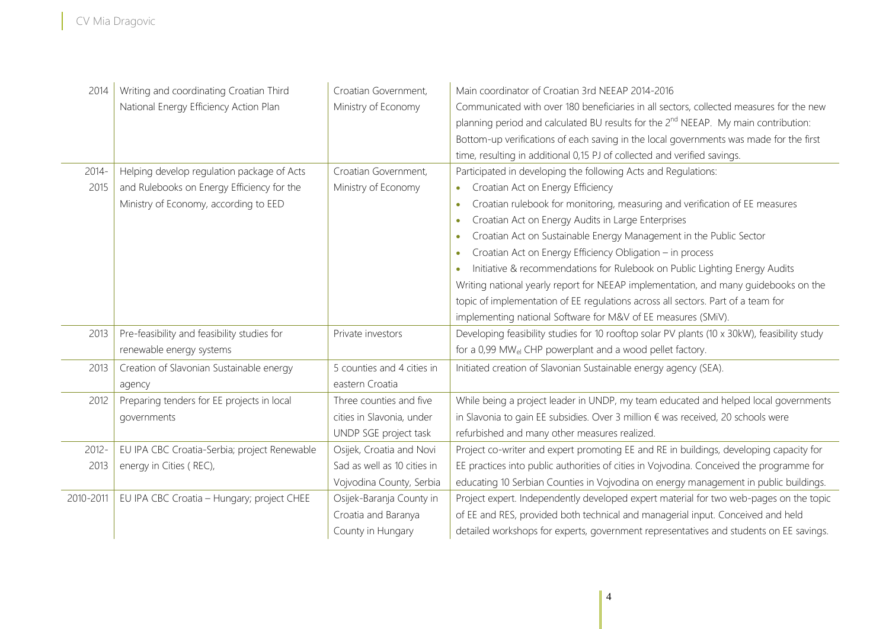| | | | |
|---|---|---|---|
| 2014 | Writing and coordinating Croatian Third National Energy Efficiency Action Plan | Croatian Government, Ministry of Economy | Main coordinator of Croatian 3rd NEEAP 2014-2016<br>Communicated with over 180 beneficiaries in all sectors, collected measures for the new planning period and calculated BU results for the $2^{nd}$ NEEAP. My main contribution: Bottom-up verifications of each saving in the local governments was made for the first time, resulting in additional 0,15 PJ of collected and verified savings. |
| 2014-2015 | Helping develop regulation package of Acts and Rulebooks on Energy Efficiency for the Ministry of Economy, according to EED | Croatian Government, Ministry of Economy | Participated in developing the following Acts and Regulations:<br>• Croatian Act on Energy Efficiency<br>• Croatian rulebook for monitoring, measuring and verification of EE measures<br>• Croatian Act on Energy Audits in Large Enterprises<br>• Croatian Act on Sustainable Energy Management in the Public Sector<br>• Croatian Act on Energy Efficiency Obligation – in process<br>• Initiative & recommendations for Rulebook on Public Lighting Energy Audits<br>Writing national yearly report for NEEAP implementation, and many guidebooks on the topic of implementation of EE regulations across all sectors. Part of a team for implementing national Software for M&V of EE measures (SMiV). |
| 2013 | Pre-feasibility and feasibility studies for renewable energy systems | Private investors | Developing feasibility studies for 10 rooftop solar PV plants (10 x 30kW), feasibility study for a 0,99 $MW_{el}$ CHP powerplant and a wood pellet factory. |
| 2013 | Creation of Slavonian Sustainable energy agency | 5 counties and 4 cities in eastern Croatia | Initiated creation of Slavonian Sustainable energy agency (SEA). |
| 2012 | Preparing tenders for EE projects in local governments | Three counties and five cities in Slavonia, under UNDP SGE project task | While being a project leader in UNDP, my team educated and helped local governments in Slavonia to gain EE subsidies. Over 3 million € was received, 20 schools were refurbished and many other measures realized. |
| 2012-2013 | EU IPA CBC Croatia-Serbia; project Renewable energy in Cities ( REC), | Osijek, Croatia and Novi Sad as well as 10 cities in Vojvodina County, Serbia | Project co-writer and expert promoting EE and RE in buildings, developing capacity for EE practices into public authorities of cities in Vojvodina. Conceived the programme for educating 10 Serbian Counties in Vojvodina on energy management in public buildings. |
| 2010-2011 | EU IPA CBC Croatia – Hungary; project CHEE | Osijek-Baranja County in Croatia and Baranya County in Hungary | Project expert. Independently developed expert material for two web-pages on the topic of EE and RES, provided both technical and managerial input. Conceived and held detailed workshops for experts, government representatives and students on EE savings. |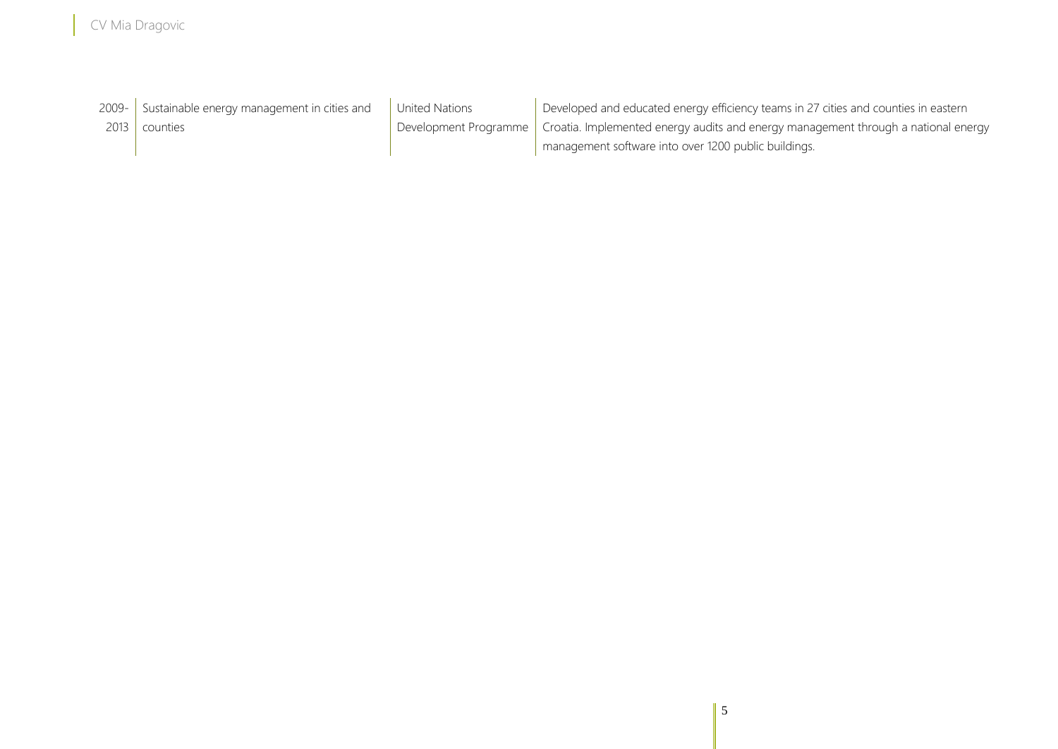| | | | |
|---|---|---|---|
| 2009-2013 | Sustainable energy management in cities and counties | United Nations Development Programme | Developed and educated energy efficiency teams in 27 cities and counties in eastern Croatia. Implemented energy audits and energy management through a national energy management software into over 1200 public buildings. |